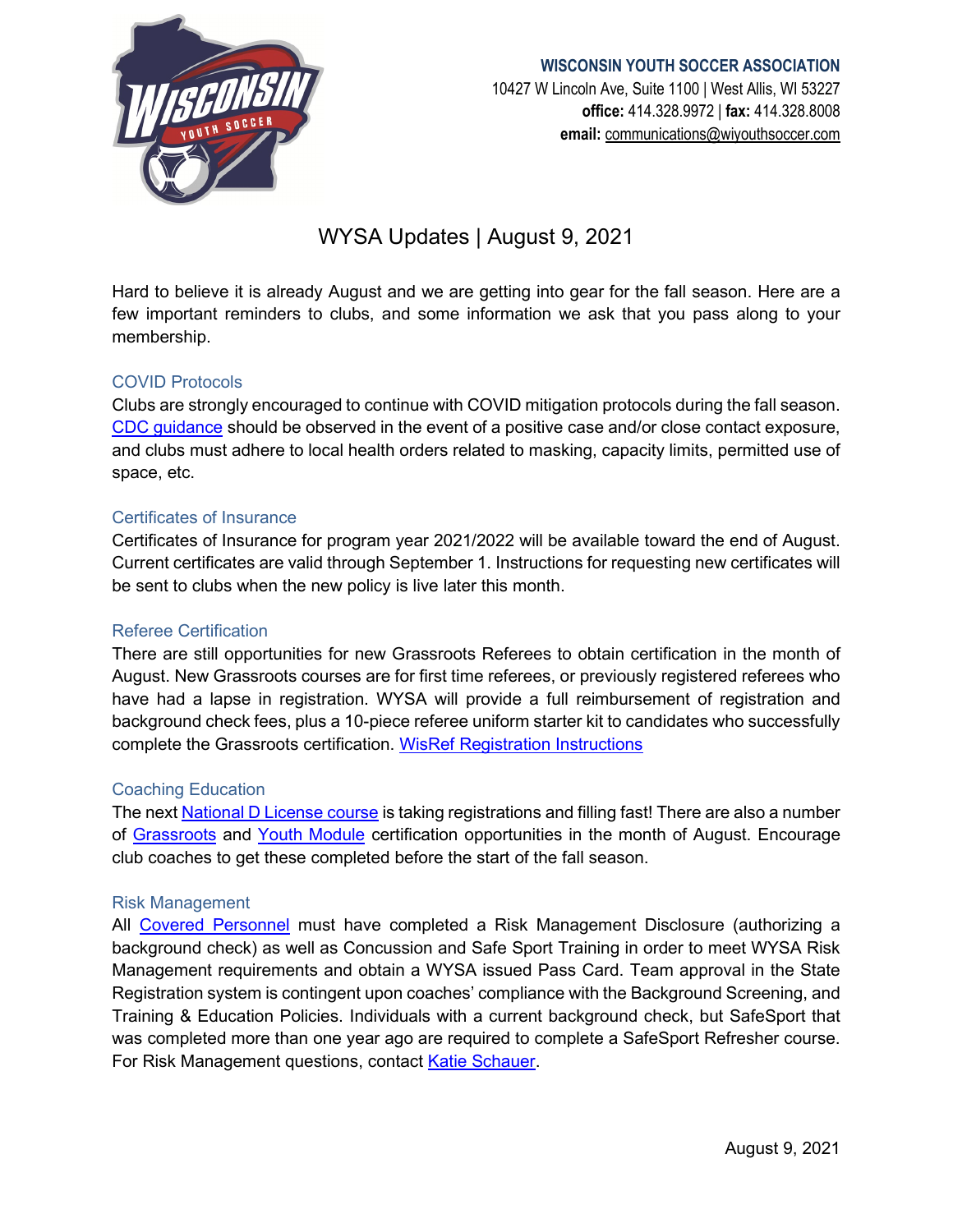**WISCONSIN YOUTH SOCCER ASSOCIATION**
10427 W Lincoln Ave, Suite 1100 | West Allis, WI 53227
**office:** 414.328.9972 | **fax:** 414.328.8008
**email:** communications@wiyouthsoccer.com

# WYSA Updates | August 9, 2021

Hard to believe it is already August and we are getting into gear for the fall season. Here are a few important reminders to clubs, and some information we ask that you pass along to your membership.

## COVID Protocols

Clubs are strongly encouraged to continue with COVID mitigation protocols during the fall season. CDC guidance should be observed in the event of a positive case and/or close contact exposure, and clubs must adhere to local health orders related to masking, capacity limits, permitted use of space, etc.

## Certificates of Insurance

Certificates of Insurance for program year 2021/2022 will be available toward the end of August. Current certificates are valid through September 1. Instructions for requesting new certificates will be sent to clubs when the new policy is live later this month.

## Referee Certification

There are still opportunities for new Grassroots Referees to obtain certification in the month of August. New Grassroots courses are for first time referees, or previously registered referees who have had a lapse in registration. WYSA will provide a full reimbursement of registration and background check fees, plus a 10-piece referee uniform starter kit to candidates who successfully complete the Grassroots certification. WisRef Registration Instructions

## Coaching Education

The next National D License course is taking registrations and filling fast! There are also a number of Grassroots and Youth Module certification opportunities in the month of August. Encourage club coaches to get these completed before the start of the fall season.

## Risk Management

All Covered Personnel must have completed a Risk Management Disclosure (authorizing a background check) as well as Concussion and Safe Sport Training in order to meet WYSA Risk Management requirements and obtain a WYSA issued Pass Card. Team approval in the State Registration system is contingent upon coaches' compliance with the Background Screening, and Training & Education Policies. Individuals with a current background check, but SafeSport that was completed more than one year ago are required to complete a SafeSport Refresher course. For Risk Management questions, contact Katie Schauer.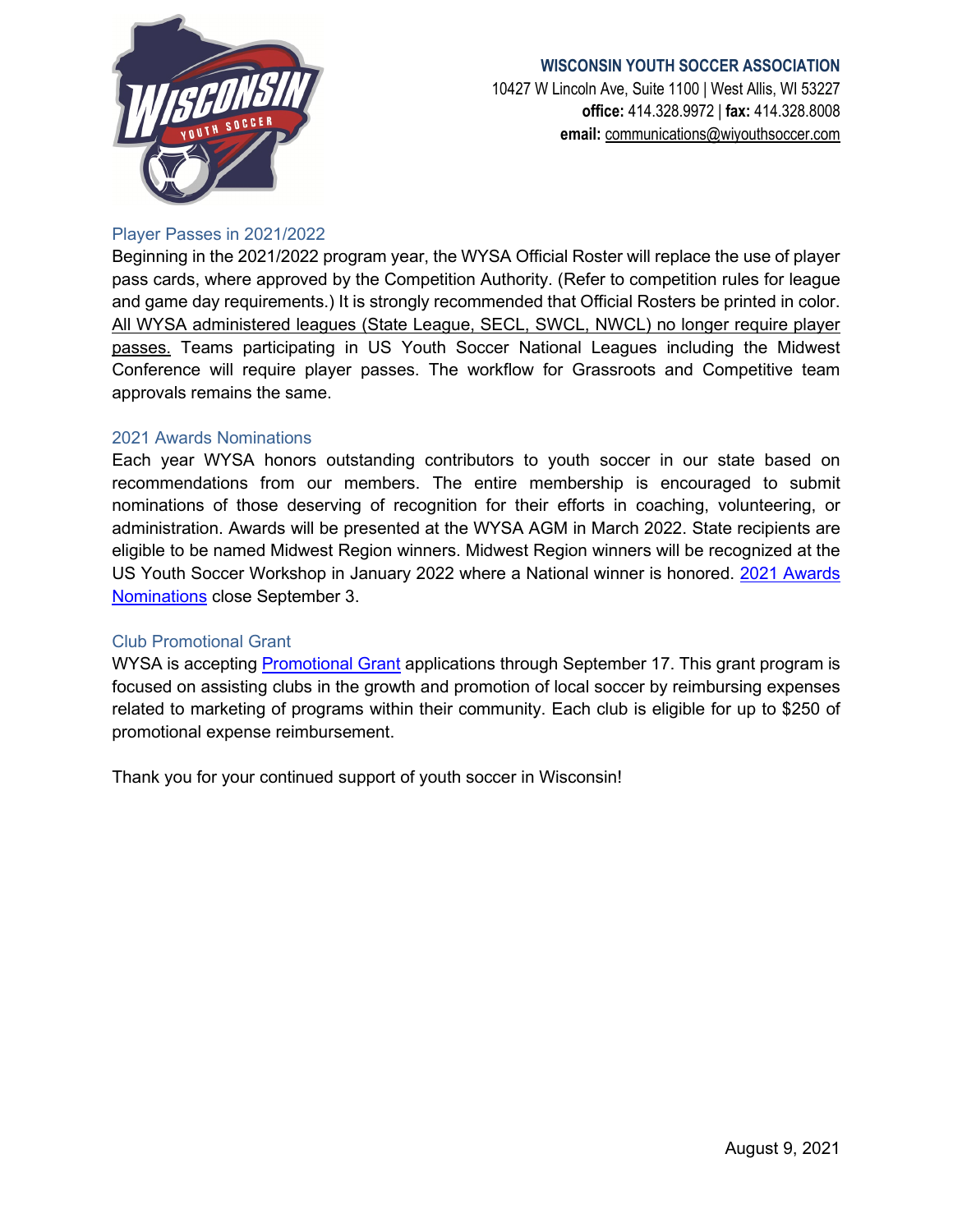**WISCONSIN YOUTH SOCCER ASSOCIATION**
10427 W Lincoln Ave, Suite 1100 | West Allis, WI 53227
**office:** 414.328.9972 | **fax:** 414.328.8008
**email:** communications@wiyouthsoccer.com

## Player Passes in 2021/2022

Beginning in the 2021/2022 program year, the WYSA Official Roster will replace the use of player pass cards, where approved by the Competition Authority. (Refer to competition rules for league and game day requirements.) It is strongly recommended that Official Rosters be printed in color. All WYSA administered leagues (State League, SECL, SWCL, NWCL) no longer require player passes. Teams participating in US Youth Soccer National Leagues including the Midwest Conference will require player passes. The workflow for Grassroots and Competitive team approvals remains the same.

## 2021 Awards Nominations

Each year WYSA honors outstanding contributors to youth soccer in our state based on recommendations from our members. The entire membership is encouraged to submit nominations of those deserving of recognition for their efforts in coaching, volunteering, or administration. Awards will be presented at the WYSA AGM in March 2022. State recipients are eligible to be named Midwest Region winners. Midwest Region winners will be recognized at the US Youth Soccer Workshop in January 2022 where a National winner is honored. 2021 Awards Nominations close September 3.

## Club Promotional Grant

WYSA is accepting Promotional Grant applications through September 17. This grant program is focused on assisting clubs in the growth and promotion of local soccer by reimbursing expenses related to marketing of programs within their community. Each club is eligible for up to $250 of promotional expense reimbursement.

Thank you for your continued support of youth soccer in Wisconsin!

August 9, 2021